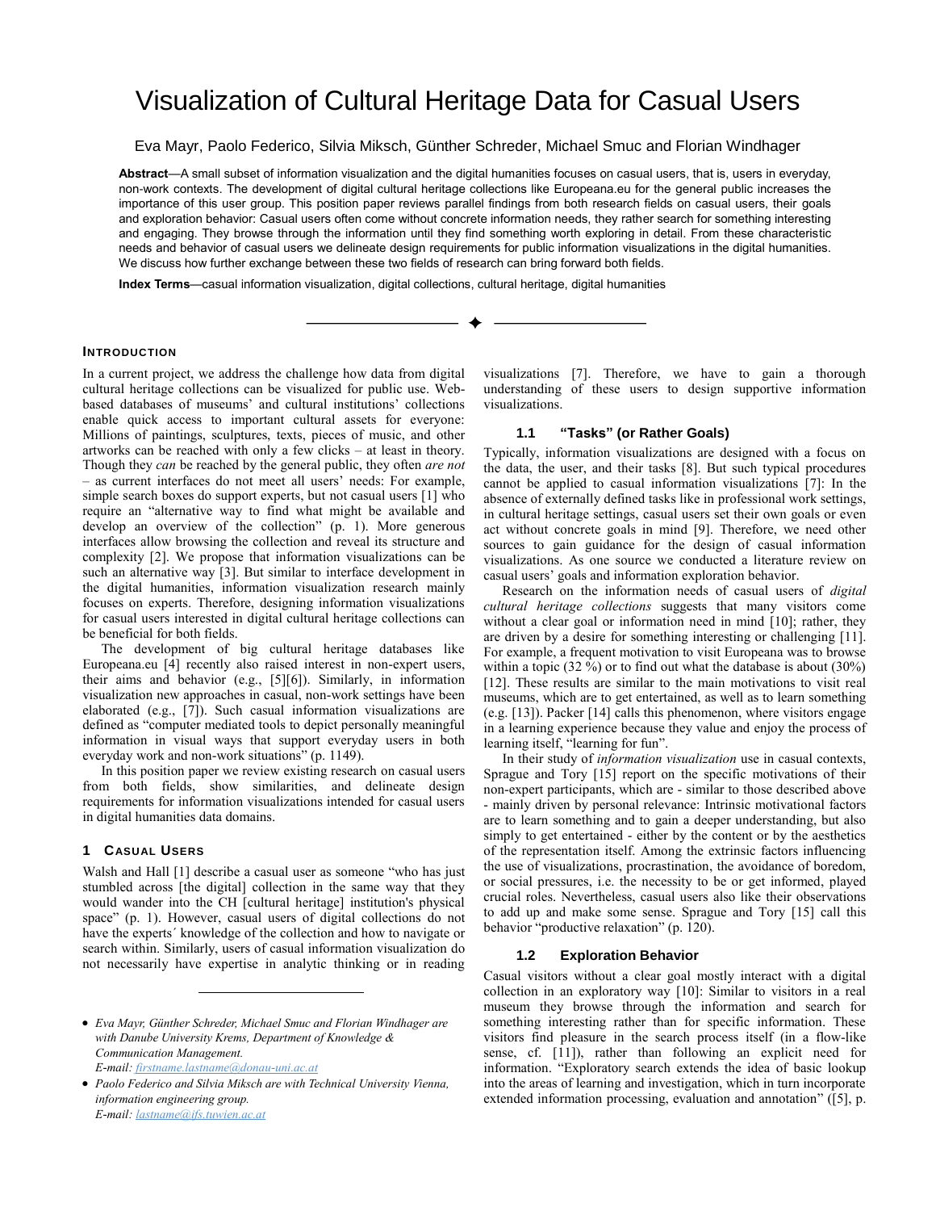# Visualization of Cultural Heritage Data for Casual Users

Eva Mayr, Paolo Federico, Silvia Miksch, Günther Schreder, Michael Smuc and Florian Windhager

**Abstract**—A small subset of information visualization and the digital humanities focuses on casual users, that is, users in everyday, non-work contexts. The development of digital cultural heritage collections like Europeana.eu for the general public increases the importance of this user group. This position paper reviews parallel findings from both research fields on casual users, their goals and exploration behavior: Casual users often come without concrete information needs, they rather search for something interesting and engaging. They browse through the information until they find something worth exploring in detail. From these characteristic needs and behavior of casual users we delineate design requirements for public information visualizations in the digital humanities. We discuss how further exchange between these two fields of research can bring forward both fields.

**Index Terms**—casual information visualization, digital collections, cultural heritage, digital humanities

## Introduction

In a current project, we address the challenge how data from digital cultural heritage collections can be visualized for public use. Web-based databases of museums' and cultural institutions' collections enable quick access to important cultural assets for everyone: Millions of paintings, sculptures, texts, pieces of music, and other artworks can be reached with only a few clicks – at least in theory. Though they *can* be reached by the general public, they often *are not* – as current interfaces do not meet all users' needs: For example, simple search boxes do support experts, but not casual users [1] who require an "alternative way to find what might be available and develop an overview of the collection" (p. 1). More generous interfaces allow browsing the collection and reveal its structure and complexity [2]. We propose that information visualizations can be such an alternative way [3]. But similar to interface development in the digital humanities, information visualization research mainly focuses on experts. Therefore, designing information visualizations for casual users interested in digital cultural heritage collections can be beneficial for both fields.

The development of big cultural heritage databases like Europeana.eu [4] recently also raised interest in non-expert users, their aims and behavior (e.g., [5][6]). Similarly, in information visualization new approaches in casual, non-work settings have been elaborated (e.g., [7]). Such casual information visualizations are defined as "computer mediated tools to depict personally meaningful information in visual ways that support everyday users in both everyday work and non-work situations" (p. 1149).

In this position paper we review existing research on casual users from both fields, show similarities, and delineate design requirements for information visualizations intended for casual users in digital humanities data domains.

## 1 Casual Users

Walsh and Hall [1] describe a casual user as someone "who has just stumbled across [the digital] collection in the same way that they would wander into the CH [cultural heritage] institution's physical space" (p. 1). However, casual users of digital collections do not have the experts´ knowledge of the collection and how to navigate or search within. Similarly, users of casual information visualization do not necessarily have expertise in analytic thinking or in reading visualizations [7]. Therefore, we have to gain a thorough understanding of these users to design supportive information visualizations.

### 1.1 "Tasks" (or Rather Goals)

Typically, information visualizations are designed with a focus on the data, the user, and their tasks [8]. But such typical procedures cannot be applied to casual information visualizations [7]: In the absence of externally defined tasks like in professional work settings, in cultural heritage settings, casual users set their own goals or even act without concrete goals in mind [9]. Therefore, we need other sources to gain guidance for the design of casual information visualizations. As one source we conducted a literature review on casual users' goals and information exploration behavior.

Research on the information needs of casual users of *digital cultural heritage collections* suggests that many visitors come without a clear goal or information need in mind [10]; rather, they are driven by a desire for something interesting or challenging [11]. For example, a frequent motivation to visit Europeana was to browse within a topic (32 %) or to find out what the database is about (30%) [12]. These results are similar to the main motivations to visit real museums, which are to get entertained, as well as to learn something (e.g. [13]). Packer [14] calls this phenomenon, where visitors engage in a learning experience because they value and enjoy the process of learning itself, "learning for fun".

In their study of *information visualization* use in casual contexts, Sprague and Tory [15] report on the specific motivations of their non-expert participants, which are - similar to those described above - mainly driven by personal relevance: Intrinsic motivational factors are to learn something and to gain a deeper understanding, but also simply to get entertained - either by the content or by the aesthetics of the representation itself. Among the extrinsic factors influencing the use of visualizations, procrastination, the avoidance of boredom, or social pressures, i.e. the necessity to be or get informed, played crucial roles. Nevertheless, casual users also like their observations to add up and make some sense. Sprague and Tory [15] call this behavior "productive relaxation" (p. 120).

### 1.2 Exploration Behavior

Casual visitors without a clear goal mostly interact with a digital collection in an exploratory way [10]: Similar to visitors in a real museum they browse through the information and search for something interesting rather than for specific information. These visitors find pleasure in the search process itself (in a flow-like sense, cf. [11]), rather than following an explicit need for information. "Exploratory search extends the idea of basic lookup into the areas of learning and investigation, which in turn incorporate extended information processing, evaluation and annotation" ([5], p.

---

- *Eva Mayr, Günther Schreder, Michael Smuc and Florian Windhager are with Danube University Krems, Department of Knowledge & Communication Management. E-mail: firstname.lastname@donau-uni.ac.at*
- *Paolo Federico and Silvia Miksch are with Technical University Vienna, information engineering group. E-mail: lastname@ifs.tuwien.ac.at*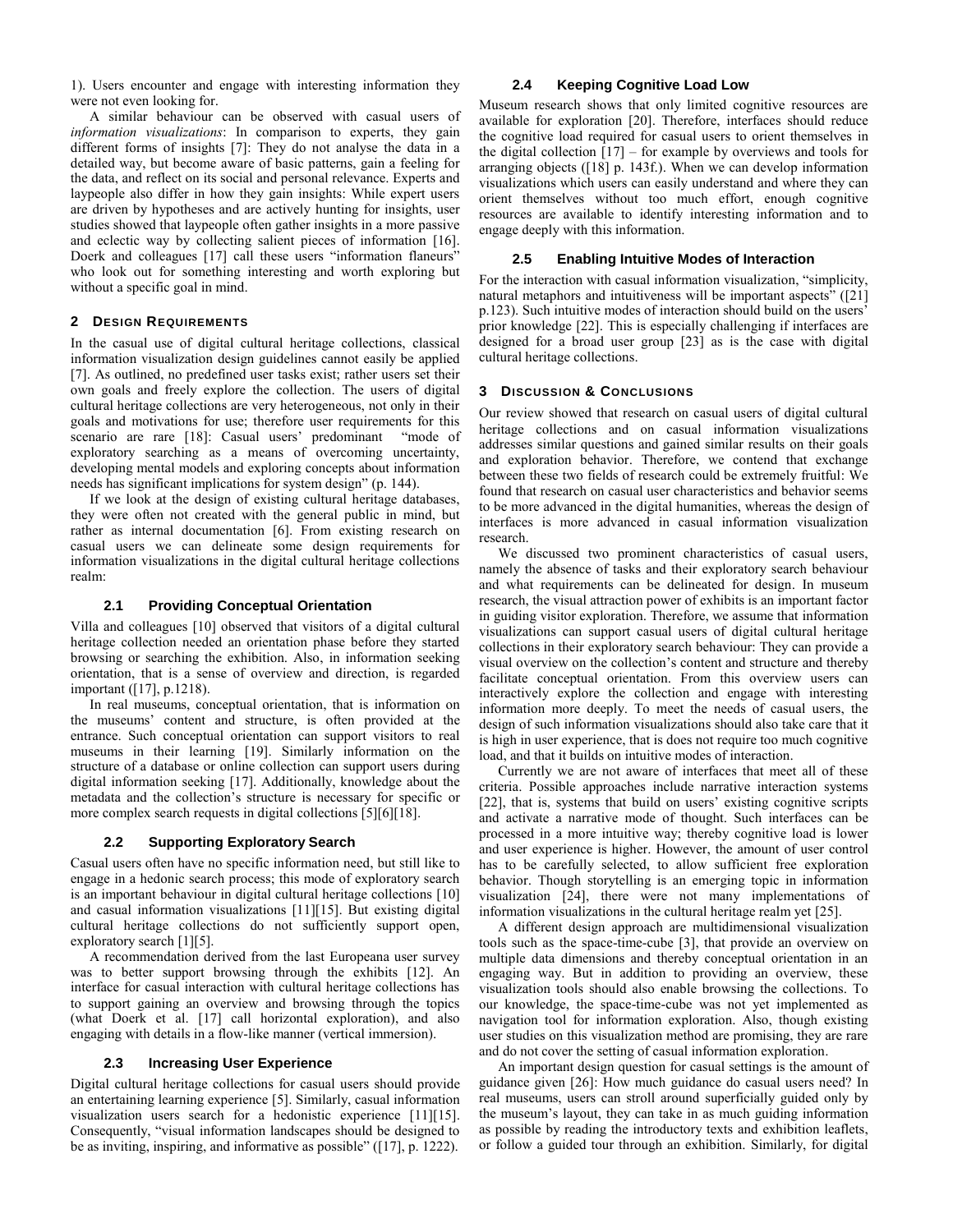1). Users encounter and engage with interesting information they were not even looking for.

A similar behaviour can be observed with casual users of *information visualizations*: In comparison to experts, they gain different forms of insights [7]: They do not analyse the data in a detailed way, but become aware of basic patterns, gain a feeling for the data, and reflect on its social and personal relevance. Experts and laypeople also differ in how they gain insights: While expert users are driven by hypotheses and are actively hunting for insights, user studies showed that laypeople often gather insights in a more passive and eclectic way by collecting salient pieces of information [16]. Doerk and colleagues [17] call these users "information flaneurs" who look out for something interesting and worth exploring but without a specific goal in mind.

## 2 Design Requirements

In the casual use of digital cultural heritage collections, classical information visualization design guidelines cannot easily be applied [7]. As outlined, no predefined user tasks exist; rather users set their own goals and freely explore the collection. The users of digital cultural heritage collections are very heterogeneous, not only in their goals and motivations for use; therefore user requirements for this scenario are rare [18]: Casual users' predominant "mode of exploratory searching as a means of overcoming uncertainty, developing mental models and exploring concepts about information needs has significant implications for system design" (p. 144).

If we look at the design of existing cultural heritage databases, they were often not created with the general public in mind, but rather as internal documentation [6]. From existing research on casual users we can delineate some design requirements for information visualizations in the digital cultural heritage collections realm:

### 2.1 Providing Conceptual Orientation

Villa and colleagues [10] observed that visitors of a digital cultural heritage collection needed an orientation phase before they started browsing or searching the exhibition. Also, in information seeking orientation, that is a sense of overview and direction, is regarded important ([17], p.1218).

In real museums, conceptual orientation, that is information on the museums' content and structure, is often provided at the entrance. Such conceptual orientation can support visitors to real museums in their learning [19]. Similarly information on the structure of a database or online collection can support users during digital information seeking [17]. Additionally, knowledge about the metadata and the collection's structure is necessary for specific or more complex search requests in digital collections [5][6][18].

### 2.2 Supporting Exploratory Search

Casual users often have no specific information need, but still like to engage in a hedonic search process; this mode of exploratory search is an important behaviour in digital cultural heritage collections [10] and casual information visualizations [11][15]. But existing digital cultural heritage collections do not sufficiently support open, exploratory search [1][5].

A recommendation derived from the last Europeana user survey was to better support browsing through the exhibits [12]. An interface for casual interaction with cultural heritage collections has to support gaining an overview and browsing through the topics (what Doerk et al. [17] call horizontal exploration), and also engaging with details in a flow-like manner (vertical immersion).

### 2.3 Increasing User Experience

Digital cultural heritage collections for casual users should provide an entertaining learning experience [5]. Similarly, casual information visualization users search for a hedonistic experience [11][15]. Consequently, "visual information landscapes should be designed to be as inviting, inspiring, and informative as possible" ([17], p. 1222).

### 2.4 Keeping Cognitive Load Low

Museum research shows that only limited cognitive resources are available for exploration [20]. Therefore, interfaces should reduce the cognitive load required for casual users to orient themselves in the digital collection [17] – for example by overviews and tools for arranging objects ([18] p. 143f.). When we can develop information visualizations which users can easily understand and where they can orient themselves without too much effort, enough cognitive resources are available to identify interesting information and to engage deeply with this information.

### 2.5 Enabling Intuitive Modes of Interaction

For the interaction with casual information visualization, "simplicity, natural metaphors and intuitiveness will be important aspects" ([21] p.123). Such intuitive modes of interaction should build on the users' prior knowledge [22]. This is especially challenging if interfaces are designed for a broad user group [23] as is the case with digital cultural heritage collections.

## 3 Discussion & Conclusions

Our review showed that research on casual users of digital cultural heritage collections and on casual information visualizations addresses similar questions and gained similar results on their goals and exploration behavior. Therefore, we contend that exchange between these two fields of research could be extremely fruitful: We found that research on casual user characteristics and behavior seems to be more advanced in the digital humanities, whereas the design of interfaces is more advanced in casual information visualization research.

We discussed two prominent characteristics of casual users, namely the absence of tasks and their exploratory search behaviour and what requirements can be delineated for design. In museum research, the visual attraction power of exhibits is an important factor in guiding visitor exploration. Therefore, we assume that information visualizations can support casual users of digital cultural heritage collections in their exploratory search behaviour: They can provide a visual overview on the collection's content and structure and thereby facilitate conceptual orientation. From this overview users can interactively explore the collection and engage with interesting information more deeply. To meet the needs of casual users, the design of such information visualizations should also take care that it is high in user experience, that is does not require too much cognitive load, and that it builds on intuitive modes of interaction.

Currently we are not aware of interfaces that meet all of these criteria. Possible approaches include narrative interaction systems [22], that is, systems that build on users' existing cognitive scripts and activate a narrative mode of thought. Such interfaces can be processed in a more intuitive way; thereby cognitive load is lower and user experience is higher. However, the amount of user control has to be carefully selected, to allow sufficient free exploration behavior. Though storytelling is an emerging topic in information visualization [24], there were not many implementations of information visualizations in the cultural heritage realm yet [25].

A different design approach are multidimensional visualization tools such as the space-time-cube [3], that provide an overview on multiple data dimensions and thereby conceptual orientation in an engaging way. But in addition to providing an overview, these visualization tools should also enable browsing the collections. To our knowledge, the space-time-cube was not yet implemented as navigation tool for information exploration. Also, though existing user studies on this visualization method are promising, they are rare and do not cover the setting of casual information exploration.

An important design question for casual settings is the amount of guidance given [26]: How much guidance do casual users need? In real museums, users can stroll around superficially guided only by the museum's layout, they can take in as much guiding information as possible by reading the introductory texts and exhibition leaflets, or follow a guided tour through an exhibition. Similarly, for digital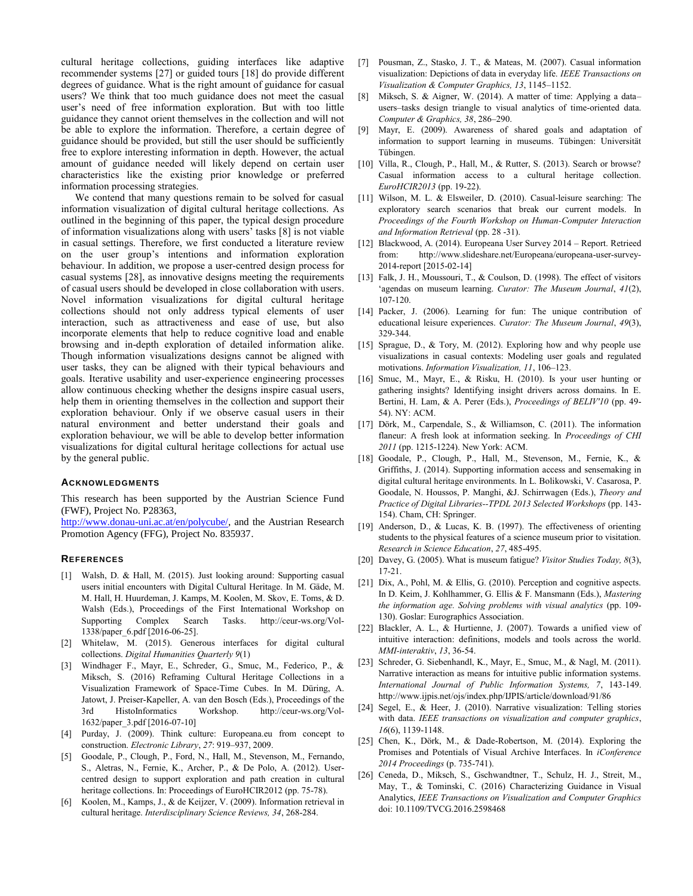cultural heritage collections, guiding interfaces like adaptive recommender systems [27] or guided tours [18] do provide different degrees of guidance. What is the right amount of guidance for casual users? We think that too much guidance does not meet the casual user's need of free information exploration. But with too little guidance they cannot orient themselves in the collection and will not be able to explore the information. Therefore, a certain degree of guidance should be provided, but still the user should be sufficiently free to explore interesting information in depth. However, the actual amount of guidance needed will likely depend on certain user characteristics like the existing prior knowledge or preferred information processing strategies.

We contend that many questions remain to be solved for casual information visualization of digital cultural heritage collections. As outlined in the beginning of this paper, the typical design procedure of information visualizations along with users' tasks [8] is not viable in casual settings. Therefore, we first conducted a literature review on the user group's intentions and information exploration behaviour. In addition, we propose a user-centred design process for casual systems [28], as innovative designs meeting the requirements of casual users should be developed in close collaboration with users. Novel information visualizations for digital cultural heritage collections should not only address typical elements of user interaction, such as attractiveness and ease of use, but also incorporate elements that help to reduce cognitive load and enable browsing and in-depth exploration of detailed information alike. Though information visualizations designs cannot be aligned with user tasks, they can be aligned with their typical behaviours and goals. Iterative usability and user-experience engineering processes allow continuous checking whether the designs inspire casual users, help them in orienting themselves in the collection and support their exploration behaviour. Only if we observe casual users in their natural environment and better understand their goals and exploration behaviour, we will be able to develop better information visualizations for digital cultural heritage collections for actual use by the general public.

## Acknowledgments

This research has been supported by the Austrian Science Fund (FWF), Project No. P28363, http://www.donau-uni.ac.at/en/polycube/, and the Austrian Research Promotion Agency (FFG), Project No. 835937.

## References

[1] Walsh, D. & Hall, M. (2015). Just looking around: Supporting casual users initial encounters with Digital Cultural Heritage. In M. Gäde, M. M. Hall, H. Huurdeman, J. Kamps, M. Koolen, M. Skov, E. Toms, & D. Walsh (Eds.), Proceedings of the First International Workshop on Supporting Complex Search Tasks. http://ceur-ws.org/Vol-1338/paper_6.pdf [2016-06-25].

[2] Whitelaw, M. (2015). Generous interfaces for digital cultural collections. *Digital Humanities Quarterly 9*(1)

[3] Windhager F., Mayr, E., Schreder, G., Smuc, M., Federico, P., & Miksch, S. (2016) Reframing Cultural Heritage Collections in a Visualization Framework of Space-Time Cubes. In M. Düring, A. Jatowt, J. Preiser-Kapeller, A. van den Bosch (Eds.), Proceedings of the 3rd HistoInformatics Workshop. http://ceur-ws.org/Vol-1632/paper_3.pdf [2016-07-10]

[4] Purday, J. (2009). Think culture: Europeana.eu from concept to construction. *Electronic Library*, *27*: 919–937, 2009.

[5] Goodale, P., Clough, P., Ford, N., Hall, M., Stevenson, M., Fernando, S., Aletras, N., Fernie, K., Archer, P., & De Polo, A. (2012). User-centred design to support exploration and path creation in cultural heritage collections. In: Proceedings of EuroHCIR2012 (pp. 75-78).

[6] Koolen, M., Kamps, J., & de Keijzer, V. (2009). Information retrieval in cultural heritage. *Interdisciplinary Science Reviews, 34*, 268-284.

[7] Pousman, Z., Stasko, J. T., & Mateas, M. (2007). Casual information visualization: Depictions of data in everyday life. *IEEE Transactions on Visualization & Computer Graphics, 13*, 1145–1152.

[8] Miksch, S. & Aigner, W. (2014). A matter of time: Applying a data–users–tasks design triangle to visual analytics of time-oriented data. *Computer & Graphics, 38*, 286–290.

[9] Mayr, E. (2009). Awareness of shared goals and adaptation of information to support learning in museums. Tübingen: Universität Tübingen.

[10] Villa, R., Clough, P., Hall, M., & Rutter, S. (2013). Search or browse? Casual information access to a cultural heritage collection. *EuroHCIR2013* (pp. 19-22).

[11] Wilson, M. L. & Elsweiler, D. (2010). Casual-leisure searching: The exploratory search scenarios that break our current models. In *Proceedings of the Fourth Workshop on Human-Computer Interaction and Information Retrieval* (pp. 28 -31).

[12] Blackwood, A. (2014). Europeana User Survey 2014 – Report. Retrieed from: http://www.slideshare.net/Europeana/europeana-user-survey-2014-report [2015-02-14]

[13] Falk, J. H., Moussouri, T., & Coulson, D. (1998). The effect of visitors 'agendas on museum learning. *Curator: The Museum Journal*, *41*(2), 107-120.

[14] Packer, J. (2006). Learning for fun: The unique contribution of educational leisure experiences. *Curator: The Museum Journal*, *49*(3), 329-344.

[15] Sprague, D., & Tory, M. (2012). Exploring how and why people use visualizations in casual contexts: Modeling user goals and regulated motivations. *Information Visualization, 11*, 106–123.

[16] Smuc, M., Mayr, E., & Risku, H. (2010). Is your user hunting or gathering insights? Identifying insight drivers across domains. In E. Bertini, H. Lam, & A. Perer (Eds.), *Proceedings of BELIV'10* (pp. 49-54). NY: ACM.

[17] Dörk, M., Carpendale, S., & Williamson, C. (2011). The information flaneur: A fresh look at information seeking. In *Proceedings of CHI 2011* (pp. 1215-1224). New York: ACM.

[18] Goodale, P., Clough, P., Hall, M., Stevenson, M., Fernie, K., & Griffiths, J. (2014). Supporting information access and sensemaking in digital cultural heritage environments. In L. Bolikowski, V. Casarosa, P. Goodale, N. Houssos, P. Manghi, &J. Schirrwagen (Eds.), *Theory and Practice of Digital Libraries--TPDL 2013 Selected Workshops* (pp. 143-154). Cham, CH: Springer.

[19] Anderson, D., & Lucas, K. B. (1997). The effectiveness of orienting students to the physical features of a science museum prior to visitation. *Research in Science Education*, *27*, 485-495.

[20] Davey, G. (2005). What is museum fatigue? *Visitor Studies Today, 8*(3), 17-21.

[21] Dix, A., Pohl, M. & Ellis, G. (2010). Perception and cognitive aspects. In D. Keim, J. Kohlhammer, G. Ellis & F. Mansmann (Eds.), *Mastering the information age. Solving problems with visual analytics* (pp. 109-130). Goslar: Eurographics Association.

[22] Blackler, A. L., & Hurtienne, J. (2007). Towards a unified view of intuitive interaction: definitions, models and tools across the world. *MMI-interaktiv*, *13*, 36-54.

[23] Schreder, G. Siebenhandl, K., Mayr, E., Smuc, M., & Nagl, M. (2011). Narrative interaction as means for intuitive public information systems. *International Journal of Public Information Systems, 7*, 143-149. http://www.ijpis.net/ojs/index.php/IJPIS/article/download/91/86

[24] Segel, E., & Heer, J. (2010). Narrative visualization: Telling stories with data. *IEEE transactions on visualization and computer graphics*, *16*(6), 1139-1148.

[25] Chen, K., Dörk, M., & Dade-Robertson, M. (2014). Exploring the Promises and Potentials of Visual Archive Interfaces. In *iConference 2014 Proceedings* (p. 735-741).

[26] Ceneda, D., Miksch, S., Gschwandtner, T., Schulz, H. J., Streit, M., May, T., & Tominski, C. (2016) Characterizing Guidance in Visual Analytics, *IEEE Transactions on Visualization and Computer Graphics* doi: 10.1109/TVCG.2016.2598468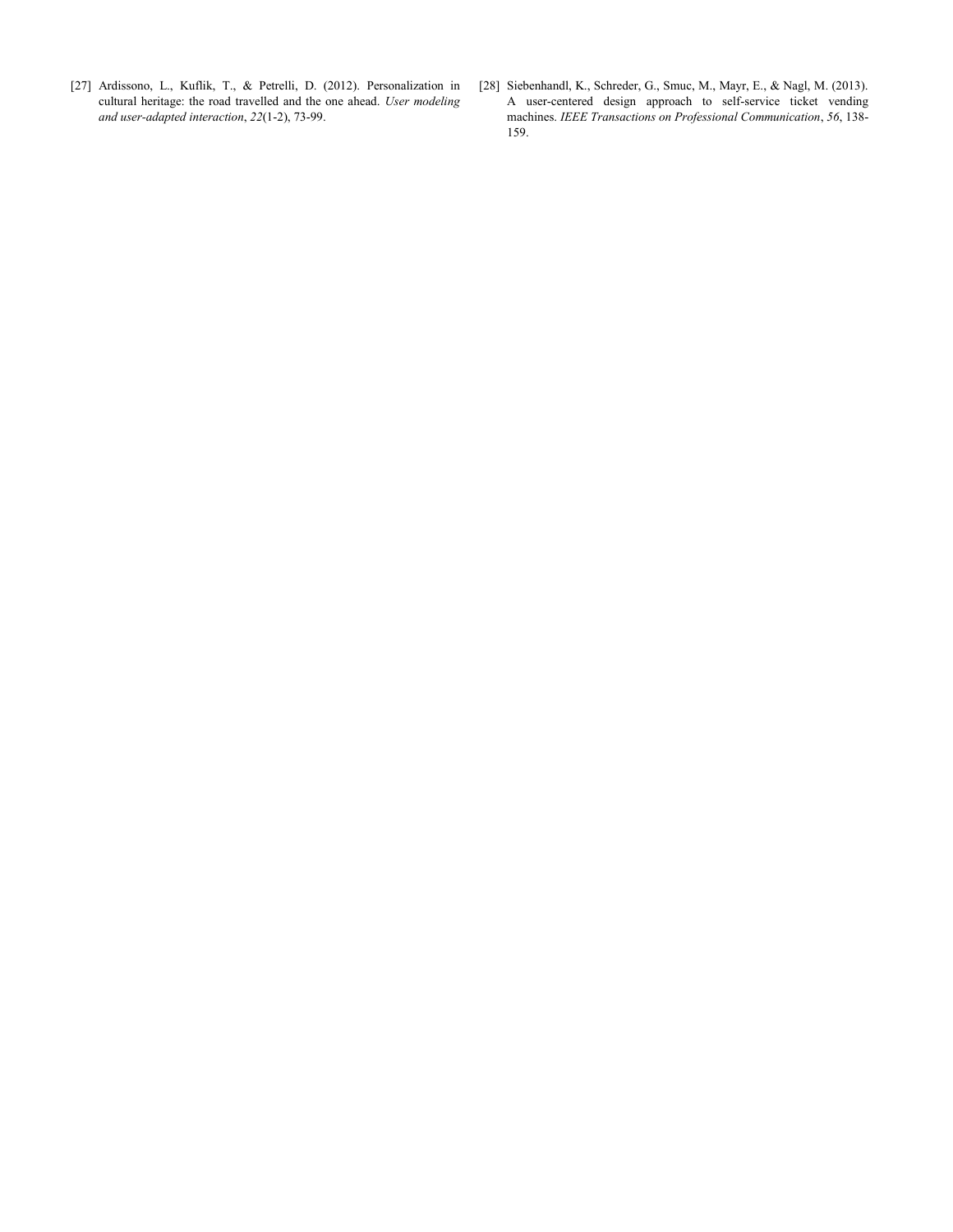[27] Ardissono, L., Kuflik, T., & Petrelli, D. (2012). Personalization in cultural heritage: the road travelled and the one ahead. *User modeling and user-adapted interaction*, *22*(1-2), 73-99.

[28] Siebenhandl, K., Schreder, G., Smuc, M., Mayr, E., & Nagl, M. (2013). A user-centered design approach to self-service ticket vending machines. *IEEE Transactions on Professional Communication*, *56*, 138-159.